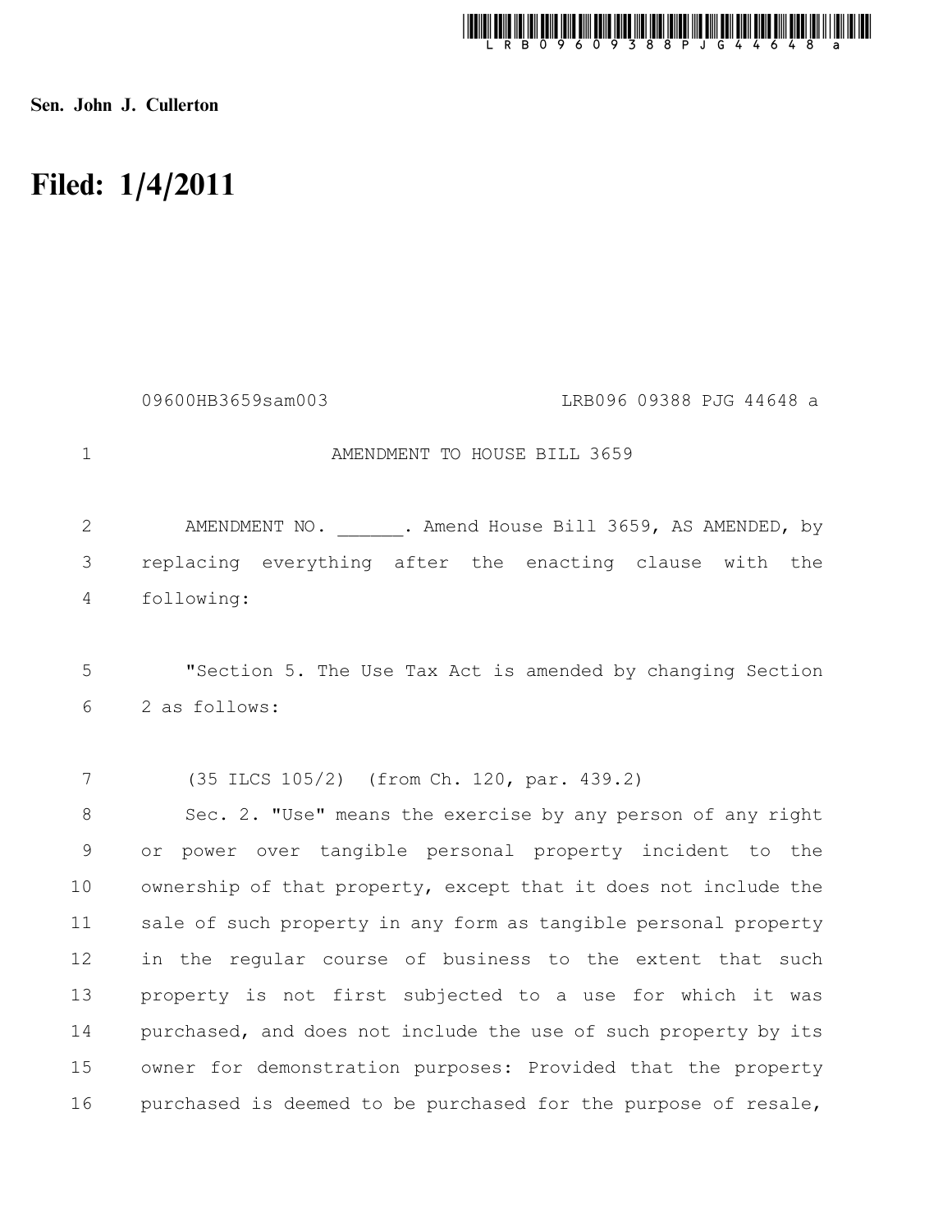Sen. John J. Cullerton

# Filed: 1/4/2011

09600HB3659sam003 LRB096 09388 PJG 44648 a

AMENDMENT TO HOUSE BILL 3659

AMENDMENT NO. ______. Amend House Bill 3659, AS AMENDED, by replacing everything after the enacting clause with the following:

"Section 5. The Use Tax Act is amended by changing Section 2 as follows:

(35 ILCS 105/2) (from Ch. 120, par. 439.2)

Sec. 2. "Use" means the exercise by any person of any right or power over tangible personal property incident to the ownership of that property, except that it does not include the sale of such property in any form as tangible personal property in the regular course of business to the extent that such property is not first subjected to a use for which it was purchased, and does not include the use of such property by its owner for demonstration purposes: Provided that the property purchased is deemed to be purchased for the purpose of resale,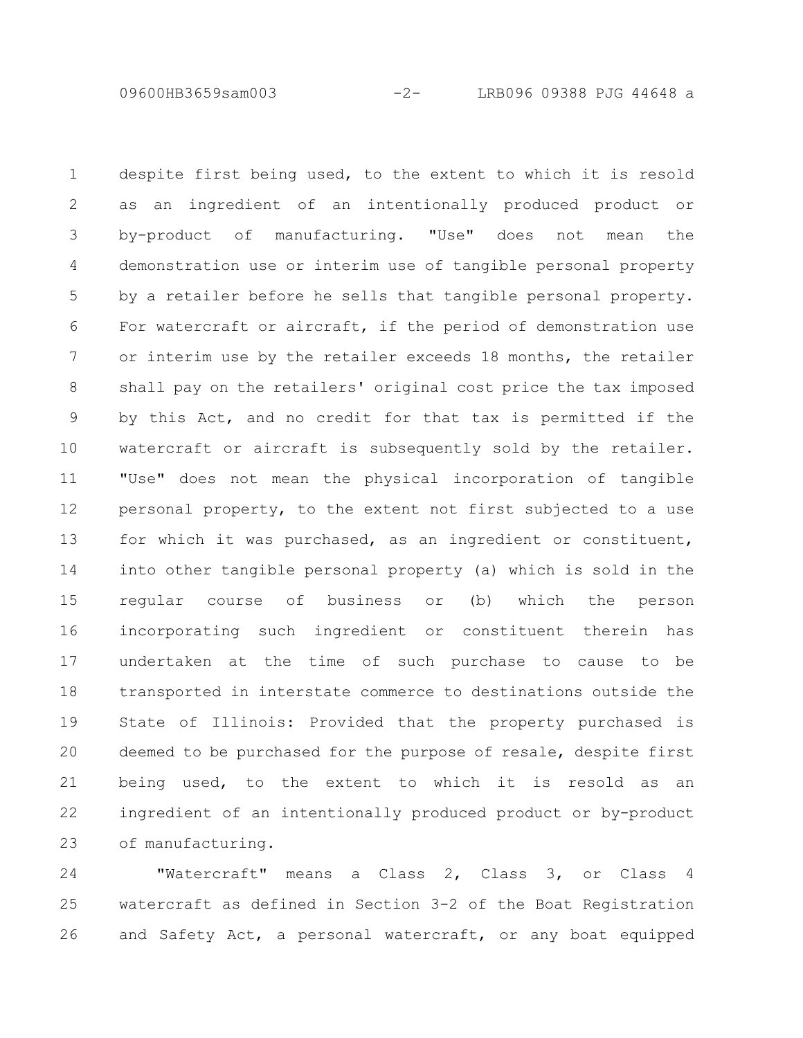despite first being used, to the extent to which it is resold as an ingredient of an intentionally produced product or by-product of manufacturing. "Use" does not mean the demonstration use or interim use of tangible personal property by a retailer before he sells that tangible personal property. For watercraft or aircraft, if the period of demonstration use or interim use by the retailer exceeds 18 months, the retailer shall pay on the retailers' original cost price the tax imposed by this Act, and no credit for that tax is permitted if the watercraft or aircraft is subsequently sold by the retailer. "Use" does not mean the physical incorporation of tangible personal property, to the extent not first subjected to a use for which it was purchased, as an ingredient or constituent, into other tangible personal property (a) which is sold in the regular course of business or (b) which the person incorporating such ingredient or constituent therein has undertaken at the time of such purchase to cause to be transported in interstate commerce to destinations outside the State of Illinois: Provided that the property purchased is deemed to be purchased for the purpose of resale, despite first being used, to the extent to which it is resold as an ingredient of an intentionally produced product or by-product of manufacturing.

"Watercraft" means a Class 2, Class 3, or Class 4 watercraft as defined in Section 3-2 of the Boat Registration and Safety Act, a personal watercraft, or any boat equipped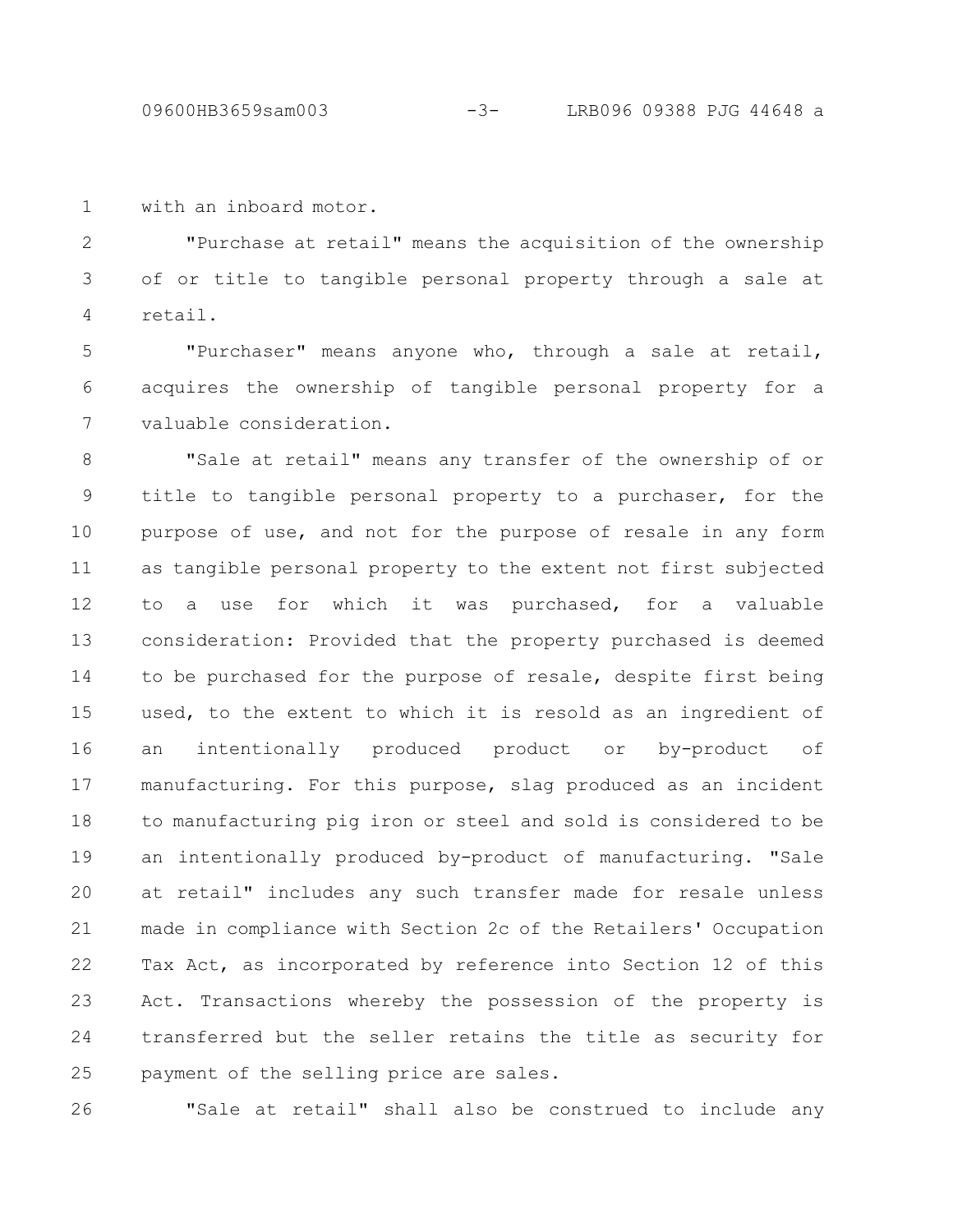with an inboard motor.

"Purchase at retail" means the acquisition of the ownership of or title to tangible personal property through a sale at retail.

"Purchaser" means anyone who, through a sale at retail, acquires the ownership of tangible personal property for a valuable consideration.

"Sale at retail" means any transfer of the ownership of or title to tangible personal property to a purchaser, for the purpose of use, and not for the purpose of resale in any form as tangible personal property to the extent not first subjected to a use for which it was purchased, for a valuable consideration: Provided that the property purchased is deemed to be purchased for the purpose of resale, despite first being used, to the extent to which it is resold as an ingredient of an intentionally produced product or by-product of manufacturing. For this purpose, slag produced as an incident to manufacturing pig iron or steel and sold is considered to be an intentionally produced by-product of manufacturing. "Sale at retail" includes any such transfer made for resale unless made in compliance with Section 2c of the Retailers' Occupation Tax Act, as incorporated by reference into Section 12 of this Act. Transactions whereby the possession of the property is transferred but the seller retains the title as security for payment of the selling price are sales.

"Sale at retail" shall also be construed to include any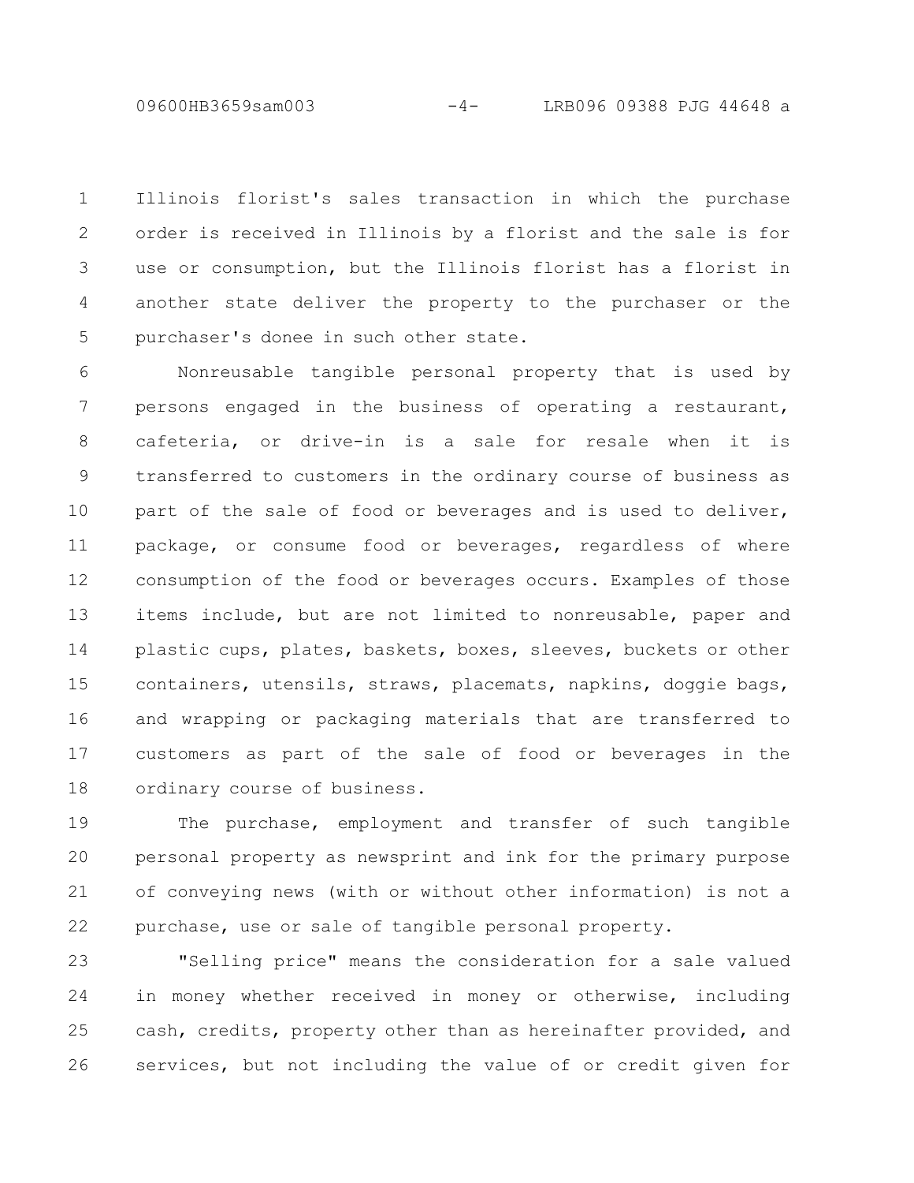Illinois florist's sales transaction in which the purchase order is received in Illinois by a florist and the sale is for use or consumption, but the Illinois florist has a florist in another state deliver the property to the purchaser or the purchaser's donee in such other state.

Nonreusable tangible personal property that is used by persons engaged in the business of operating a restaurant, cafeteria, or drive-in is a sale for resale when it is transferred to customers in the ordinary course of business as part of the sale of food or beverages and is used to deliver, package, or consume food or beverages, regardless of where consumption of the food or beverages occurs. Examples of those items include, but are not limited to nonreusable, paper and plastic cups, plates, baskets, boxes, sleeves, buckets or other containers, utensils, straws, placemats, napkins, doggie bags, and wrapping or packaging materials that are transferred to customers as part of the sale of food or beverages in the ordinary course of business.

The purchase, employment and transfer of such tangible personal property as newsprint and ink for the primary purpose of conveying news (with or without other information) is not a purchase, use or sale of tangible personal property.

"Selling price" means the consideration for a sale valued in money whether received in money or otherwise, including cash, credits, property other than as hereinafter provided, and services, but not including the value of or credit given for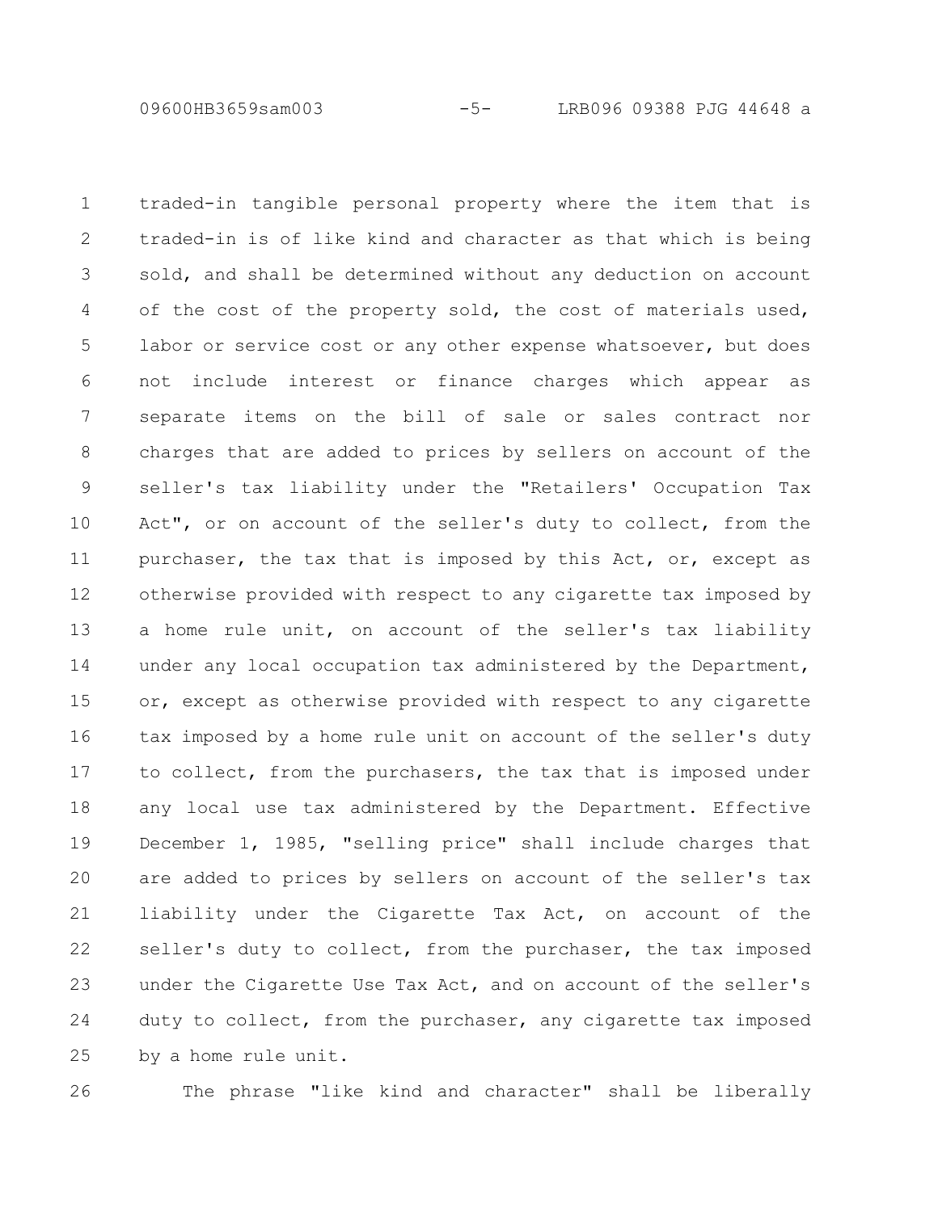traded-in tangible personal property where the item that is traded-in is of like kind and character as that which is being sold, and shall be determined without any deduction on account of the cost of the property sold, the cost of materials used, labor or service cost or any other expense whatsoever, but does not include interest or finance charges which appear as separate items on the bill of sale or sales contract nor charges that are added to prices by sellers on account of the seller's tax liability under the "Retailers' Occupation Tax Act", or on account of the seller's duty to collect, from the purchaser, the tax that is imposed by this Act, or, except as otherwise provided with respect to any cigarette tax imposed by a home rule unit, on account of the seller's tax liability under any local occupation tax administered by the Department, or, except as otherwise provided with respect to any cigarette tax imposed by a home rule unit on account of the seller's duty to collect, from the purchasers, the tax that is imposed under any local use tax administered by the Department. Effective December 1, 1985, "selling price" shall include charges that are added to prices by sellers on account of the seller's tax liability under the Cigarette Tax Act, on account of the seller's duty to collect, from the purchaser, the tax imposed under the Cigarette Use Tax Act, and on account of the seller's duty to collect, from the purchaser, any cigarette tax imposed by a home rule unit.

The phrase "like kind and character" shall be liberally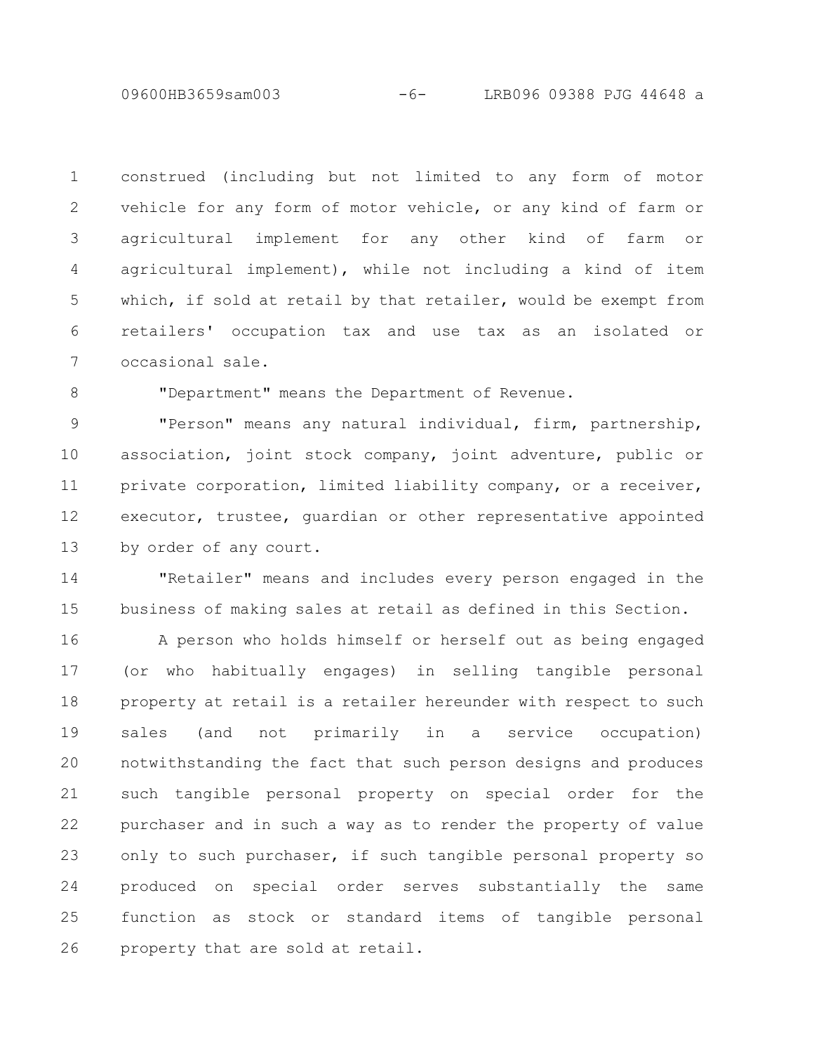construed (including but not limited to any form of motor vehicle for any form of motor vehicle, or any kind of farm or agricultural implement for any other kind of farm or agricultural implement), while not including a kind of item which, if sold at retail by that retailer, would be exempt from retailers' occupation tax and use tax as an isolated or occasional sale.

"Department" means the Department of Revenue.

"Person" means any natural individual, firm, partnership, association, joint stock company, joint adventure, public or private corporation, limited liability company, or a receiver, executor, trustee, guardian or other representative appointed by order of any court.

"Retailer" means and includes every person engaged in the business of making sales at retail as defined in this Section.

A person who holds himself or herself out as being engaged (or who habitually engages) in selling tangible personal property at retail is a retailer hereunder with respect to such sales (and not primarily in a service occupation) notwithstanding the fact that such person designs and produces such tangible personal property on special order for the purchaser and in such a way as to render the property of value only to such purchaser, if such tangible personal property so produced on special order serves substantially the same function as stock or standard items of tangible personal property that are sold at retail.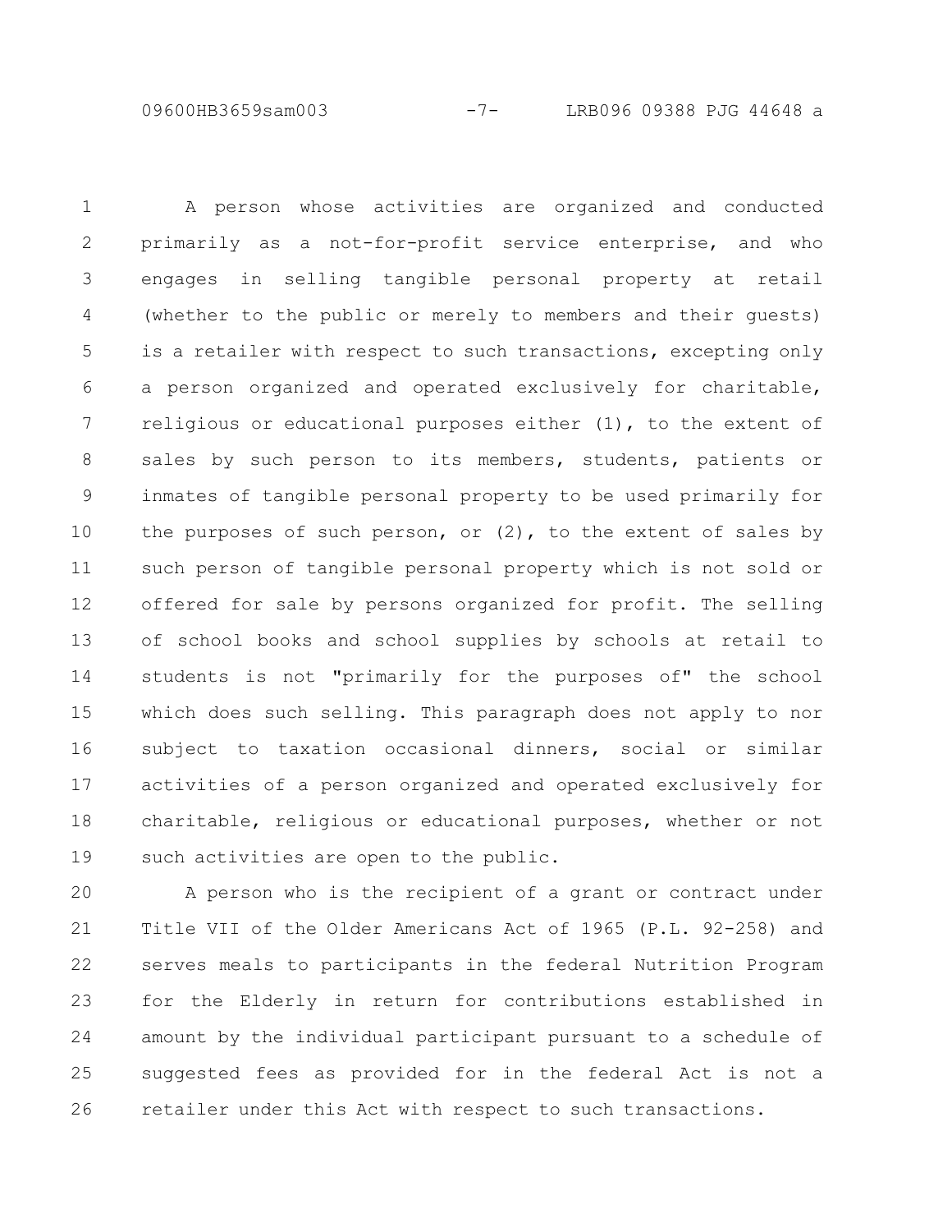A person whose activities are organized and conducted primarily as a not-for-profit service enterprise, and who engages in selling tangible personal property at retail (whether to the public or merely to members and their guests) is a retailer with respect to such transactions, excepting only a person organized and operated exclusively for charitable, religious or educational purposes either (1), to the extent of sales by such person to its members, students, patients or inmates of tangible personal property to be used primarily for the purposes of such person, or (2), to the extent of sales by such person of tangible personal property which is not sold or offered for sale by persons organized for profit. The selling of school books and school supplies by schools at retail to students is not "primarily for the purposes of" the school which does such selling. This paragraph does not apply to nor subject to taxation occasional dinners, social or similar activities of a person organized and operated exclusively for charitable, religious or educational purposes, whether or not such activities are open to the public.

A person who is the recipient of a grant or contract under Title VII of the Older Americans Act of 1965 (P.L. 92-258) and serves meals to participants in the federal Nutrition Program for the Elderly in return for contributions established in amount by the individual participant pursuant to a schedule of suggested fees as provided for in the federal Act is not a retailer under this Act with respect to such transactions.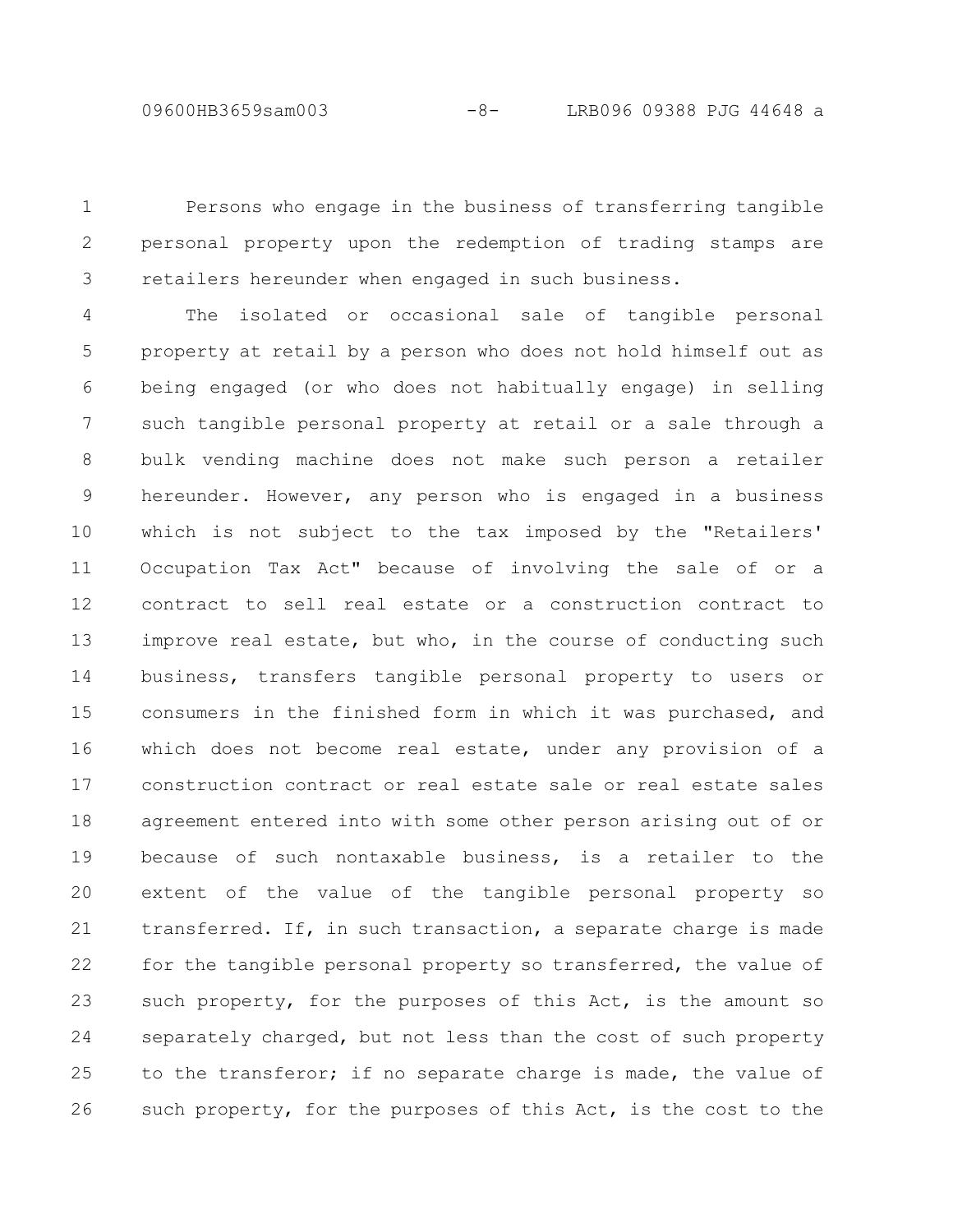Persons who engage in the business of transferring tangible personal property upon the redemption of trading stamps are retailers hereunder when engaged in such business.

The isolated or occasional sale of tangible personal property at retail by a person who does not hold himself out as being engaged (or who does not habitually engage) in selling such tangible personal property at retail or a sale through a bulk vending machine does not make such person a retailer hereunder. However, any person who is engaged in a business which is not subject to the tax imposed by the "Retailers' Occupation Tax Act" because of involving the sale of or a contract to sell real estate or a construction contract to improve real estate, but who, in the course of conducting such business, transfers tangible personal property to users or consumers in the finished form in which it was purchased, and which does not become real estate, under any provision of a construction contract or real estate sale or real estate sales agreement entered into with some other person arising out of or because of such nontaxable business, is a retailer to the extent of the value of the tangible personal property so transferred. If, in such transaction, a separate charge is made for the tangible personal property so transferred, the value of such property, for the purposes of this Act, is the amount so separately charged, but not less than the cost of such property to the transferor; if no separate charge is made, the value of such property, for the purposes of this Act, is the cost to the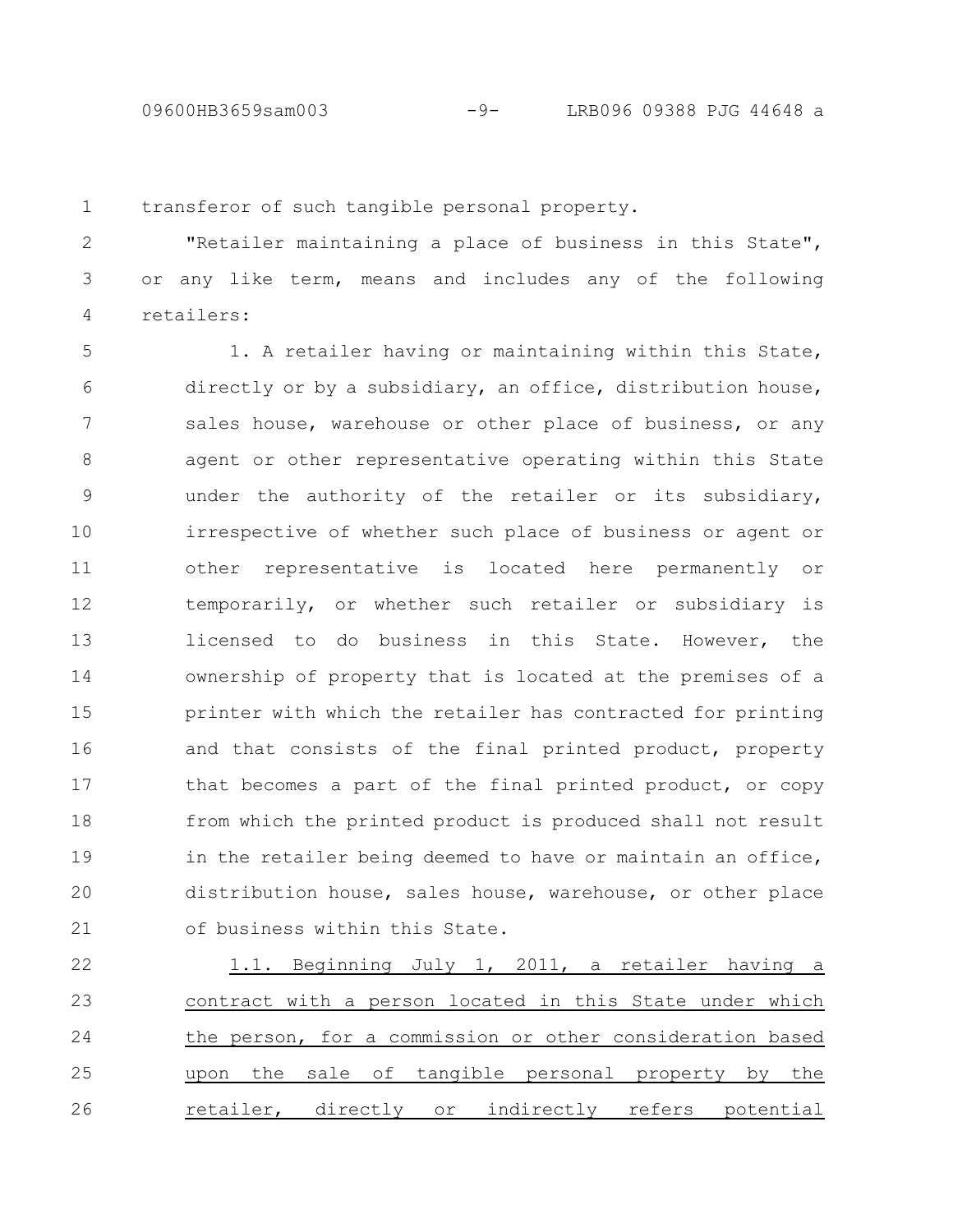transferor of such tangible personal property.

"Retailer maintaining a place of business in this State", or any like term, means and includes any of the following retailers:

1. A retailer having or maintaining within this State, directly or by a subsidiary, an office, distribution house, sales house, warehouse or other place of business, or any agent or other representative operating within this State under the authority of the retailer or its subsidiary, irrespective of whether such place of business or agent or other representative is located here permanently or temporarily, or whether such retailer or subsidiary is licensed to do business in this State. However, the ownership of property that is located at the premises of a printer with which the retailer has contracted for printing and that consists of the final printed product, property that becomes a part of the final printed product, or copy from which the printed product is produced shall not result in the retailer being deemed to have or maintain an office, distribution house, sales house, warehouse, or other place of business within this State.

<u>1.1. Beginning July 1, 2011, a retailer having a contract with a person located in this State under which the person, for a commission or other consideration based upon the sale of tangible personal property by the retailer, directly or indirectly refers potential</u>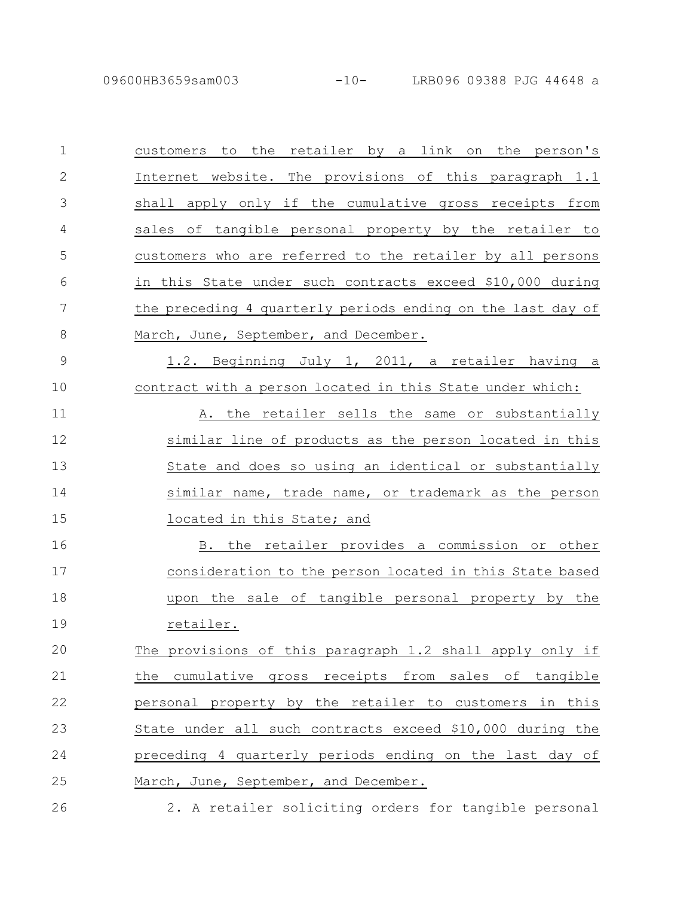customers to the retailer by a link on the person's Internet website. The provisions of this paragraph 1.1 shall apply only if the cumulative gross receipts from sales of tangible personal property by the retailer to customers who are referred to the retailer by all persons in this State under such contracts exceed $10,000 during the preceding 4 quarterly periods ending on the last day of March, June, September, and December.

1.2. Beginning July 1, 2011, a retailer having a contract with a person located in this State under which:

A. the retailer sells the same or substantially similar line of products as the person located in this State and does so using an identical or substantially similar name, trade name, or trademark as the person located in this State; and

B. the retailer provides a commission or other consideration to the person located in this State based upon the sale of tangible personal property by the retailer.

The provisions of this paragraph 1.2 shall apply only if the cumulative gross receipts from sales of tangible personal property by the retailer to customers in this State under all such contracts exceed $10,000 during the preceding 4 quarterly periods ending on the last day of March, June, September, and December.

2. A retailer soliciting orders for tangible personal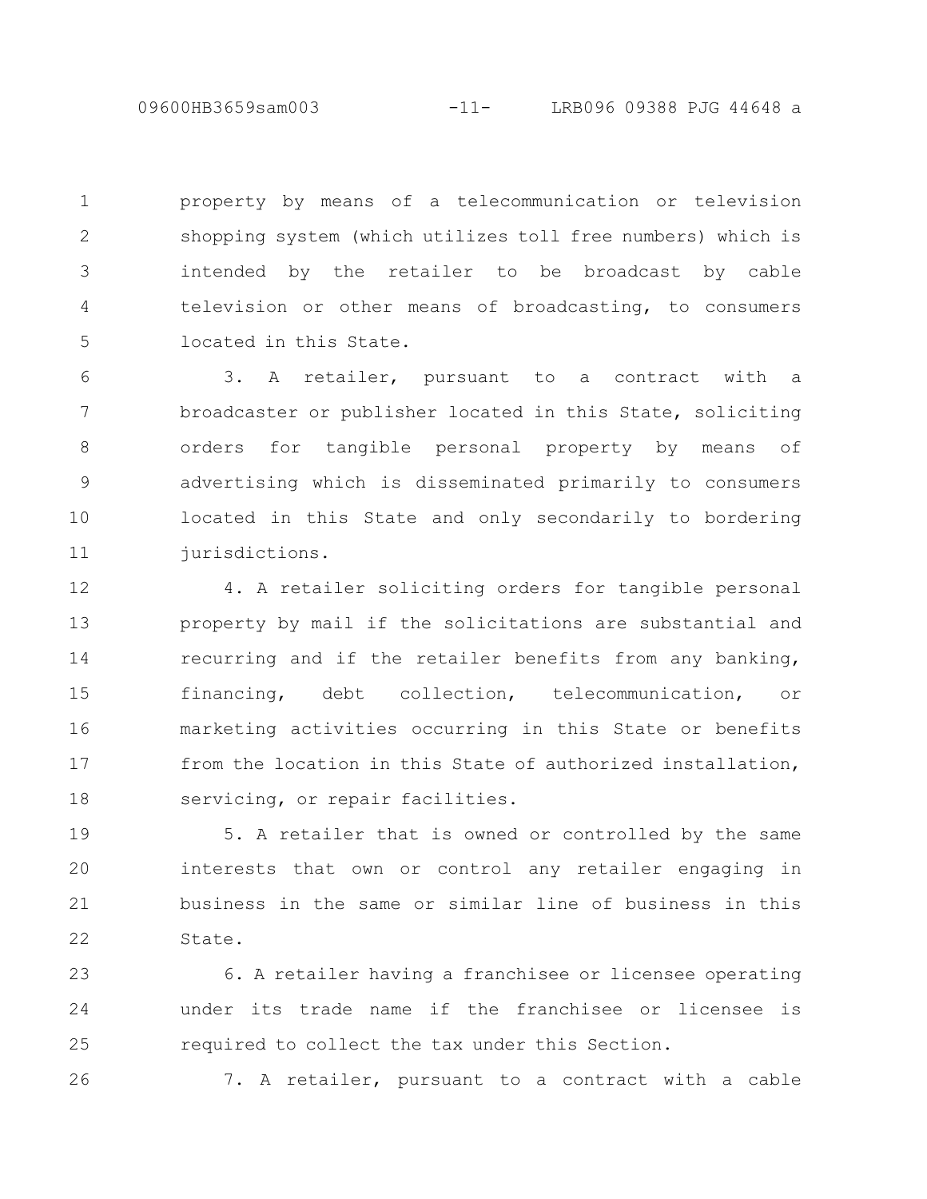property by means of a telecommunication or television shopping system (which utilizes toll free numbers) which is intended by the retailer to be broadcast by cable television or other means of broadcasting, to consumers located in this State.

3. A retailer, pursuant to a contract with a broadcaster or publisher located in this State, soliciting orders for tangible personal property by means of advertising which is disseminated primarily to consumers located in this State and only secondarily to bordering jurisdictions.

4. A retailer soliciting orders for tangible personal property by mail if the solicitations are substantial and recurring and if the retailer benefits from any banking, financing, debt collection, telecommunication, or marketing activities occurring in this State or benefits from the location in this State of authorized installation, servicing, or repair facilities.

5. A retailer that is owned or controlled by the same interests that own or control any retailer engaging in business in the same or similar line of business in this State.

6. A retailer having a franchisee or licensee operating under its trade name if the franchisee or licensee is required to collect the tax under this Section.

7. A retailer, pursuant to a contract with a cable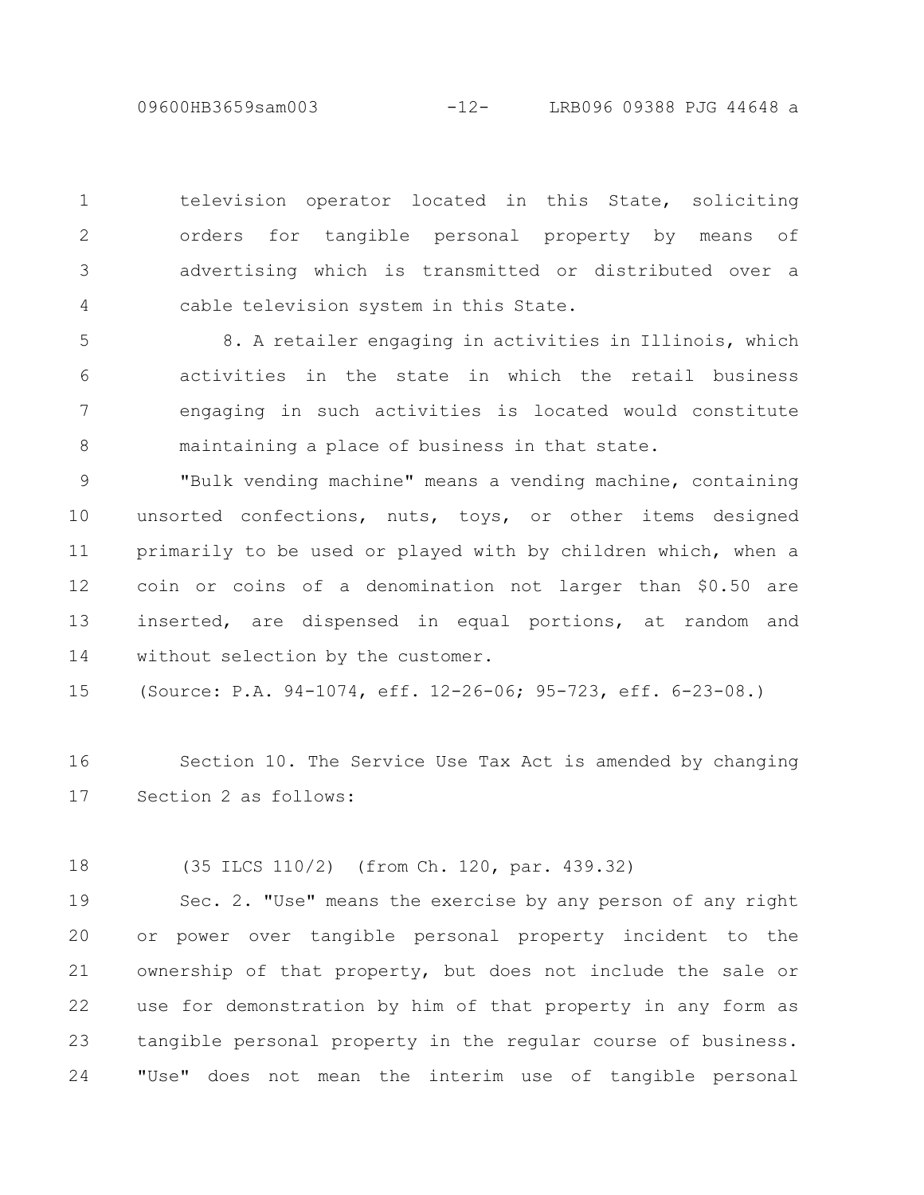television operator located in this State, soliciting orders for tangible personal property by means of advertising which is transmitted or distributed over a cable television system in this State.

8. A retailer engaging in activities in Illinois, which activities in the state in which the retail business engaging in such activities is located would constitute maintaining a place of business in that state.

"Bulk vending machine" means a vending machine, containing unsorted confections, nuts, toys, or other items designed primarily to be used or played with by children which, when a coin or coins of a denomination not larger than $0.50 are inserted, are dispensed in equal portions, at random and without selection by the customer.

(Source: P.A. 94-1074, eff. 12-26-06; 95-723, eff. 6-23-08.)

Section 10. The Service Use Tax Act is amended by changing Section 2 as follows:

(35 ILCS 110/2) (from Ch. 120, par. 439.32)

Sec. 2. "Use" means the exercise by any person of any right or power over tangible personal property incident to the ownership of that property, but does not include the sale or use for demonstration by him of that property in any form as tangible personal property in the regular course of business. "Use" does not mean the interim use of tangible personal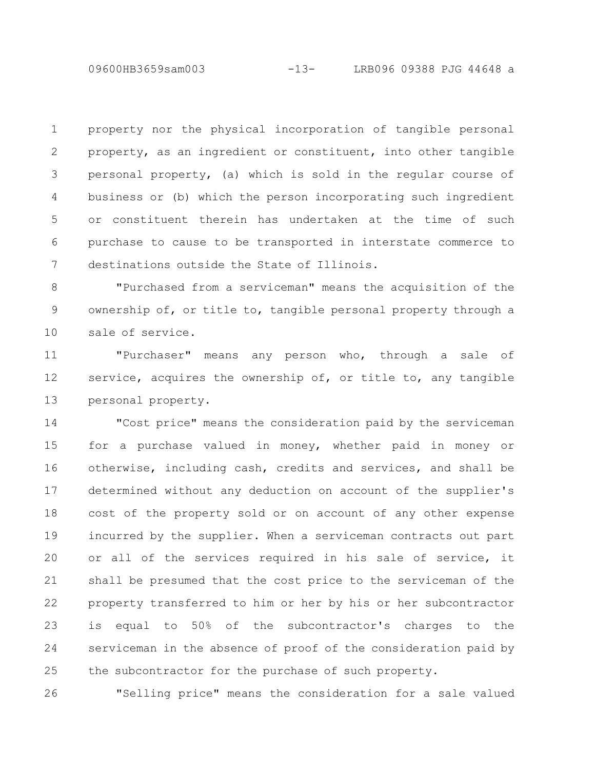property nor the physical incorporation of tangible personal property, as an ingredient or constituent, into other tangible personal property, (a) which is sold in the regular course of business or (b) which the person incorporating such ingredient or constituent therein has undertaken at the time of such purchase to cause to be transported in interstate commerce to destinations outside the State of Illinois.

"Purchased from a serviceman" means the acquisition of the ownership of, or title to, tangible personal property through a sale of service.

"Purchaser" means any person who, through a sale of service, acquires the ownership of, or title to, any tangible personal property.

"Cost price" means the consideration paid by the serviceman for a purchase valued in money, whether paid in money or otherwise, including cash, credits and services, and shall be determined without any deduction on account of the supplier's cost of the property sold or on account of any other expense incurred by the supplier. When a serviceman contracts out part or all of the services required in his sale of service, it shall be presumed that the cost price to the serviceman of the property transferred to him or her by his or her subcontractor is equal to 50% of the subcontractor's charges to the serviceman in the absence of proof of the consideration paid by the subcontractor for the purchase of such property.

"Selling price" means the consideration for a sale valued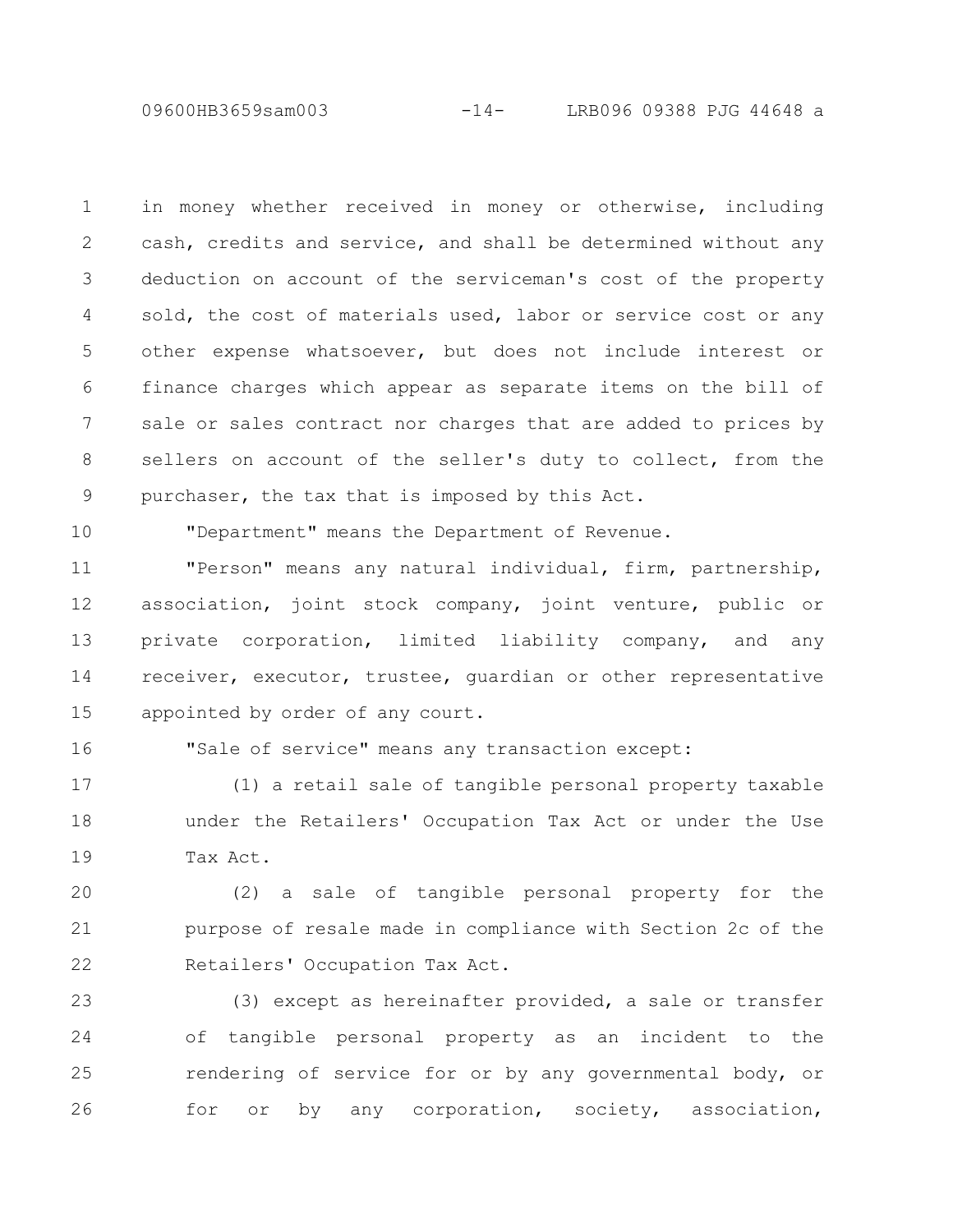in money whether received in money or otherwise, including cash, credits and service, and shall be determined without any deduction on account of the serviceman's cost of the property sold, the cost of materials used, labor or service cost or any other expense whatsoever, but does not include interest or finance charges which appear as separate items on the bill of sale or sales contract nor charges that are added to prices by sellers on account of the seller's duty to collect, from the purchaser, the tax that is imposed by this Act.

"Department" means the Department of Revenue.

"Person" means any natural individual, firm, partnership, association, joint stock company, joint venture, public or private corporation, limited liability company, and any receiver, executor, trustee, guardian or other representative appointed by order of any court.

"Sale of service" means any transaction except:

(1) a retail sale of tangible personal property taxable under the Retailers' Occupation Tax Act or under the Use Tax Act.

(2) a sale of tangible personal property for the purpose of resale made in compliance with Section 2c of the Retailers' Occupation Tax Act.

(3) except as hereinafter provided, a sale or transfer of tangible personal property as an incident to the rendering of service for or by any governmental body, or for or by any corporation, society, association,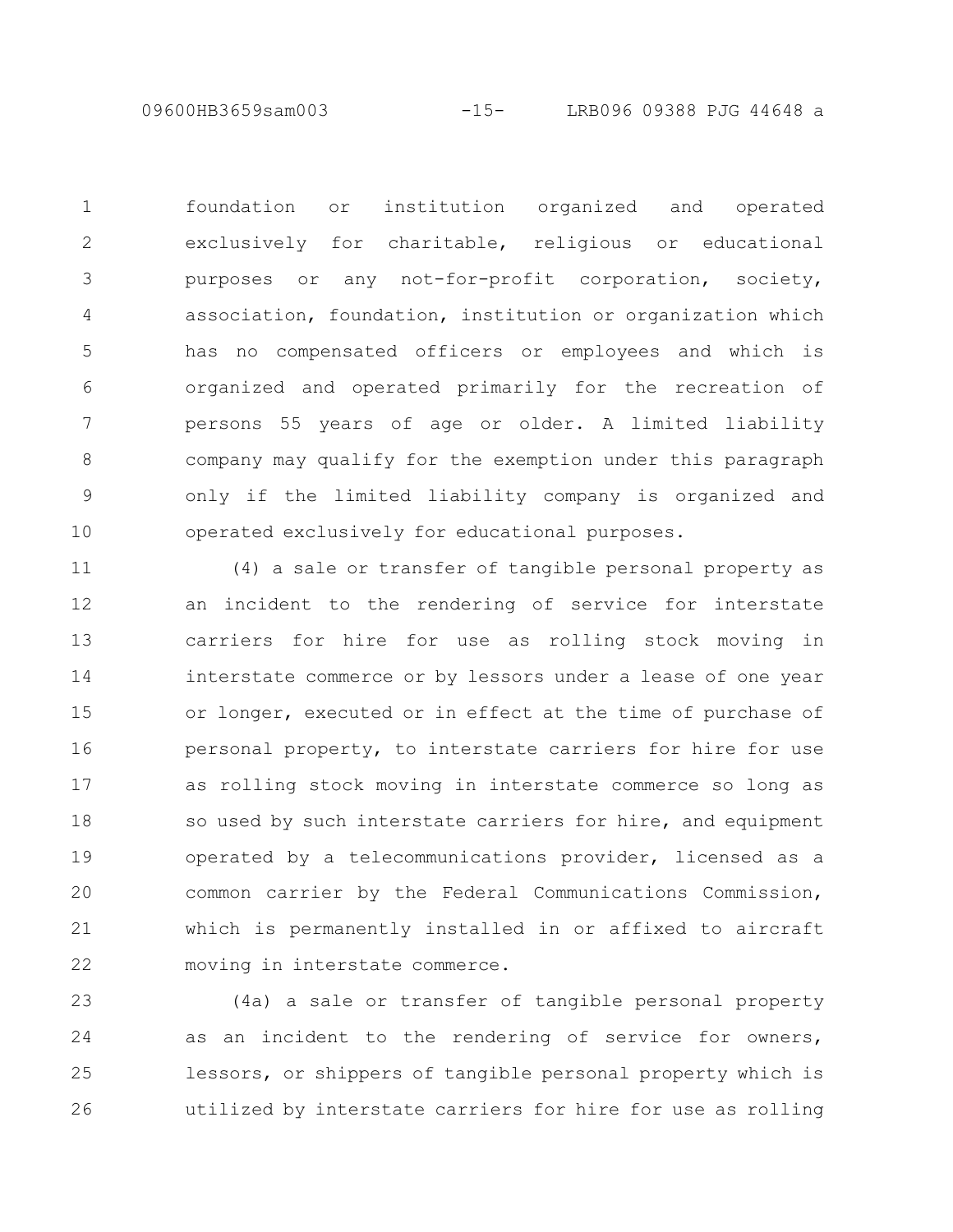foundation or institution organized and operated exclusively for charitable, religious or educational purposes or any not-for-profit corporation, society, association, foundation, institution or organization which has no compensated officers or employees and which is organized and operated primarily for the recreation of persons 55 years of age or older. A limited liability company may qualify for the exemption under this paragraph only if the limited liability company is organized and operated exclusively for educational purposes.

(4) a sale or transfer of tangible personal property as an incident to the rendering of service for interstate carriers for hire for use as rolling stock moving in interstate commerce or by lessors under a lease of one year or longer, executed or in effect at the time of purchase of personal property, to interstate carriers for hire for use as rolling stock moving in interstate commerce so long as so used by such interstate carriers for hire, and equipment operated by a telecommunications provider, licensed as a common carrier by the Federal Communications Commission, which is permanently installed in or affixed to aircraft moving in interstate commerce.

(4a) a sale or transfer of tangible personal property as an incident to the rendering of service for owners, lessors, or shippers of tangible personal property which is utilized by interstate carriers for hire for use as rolling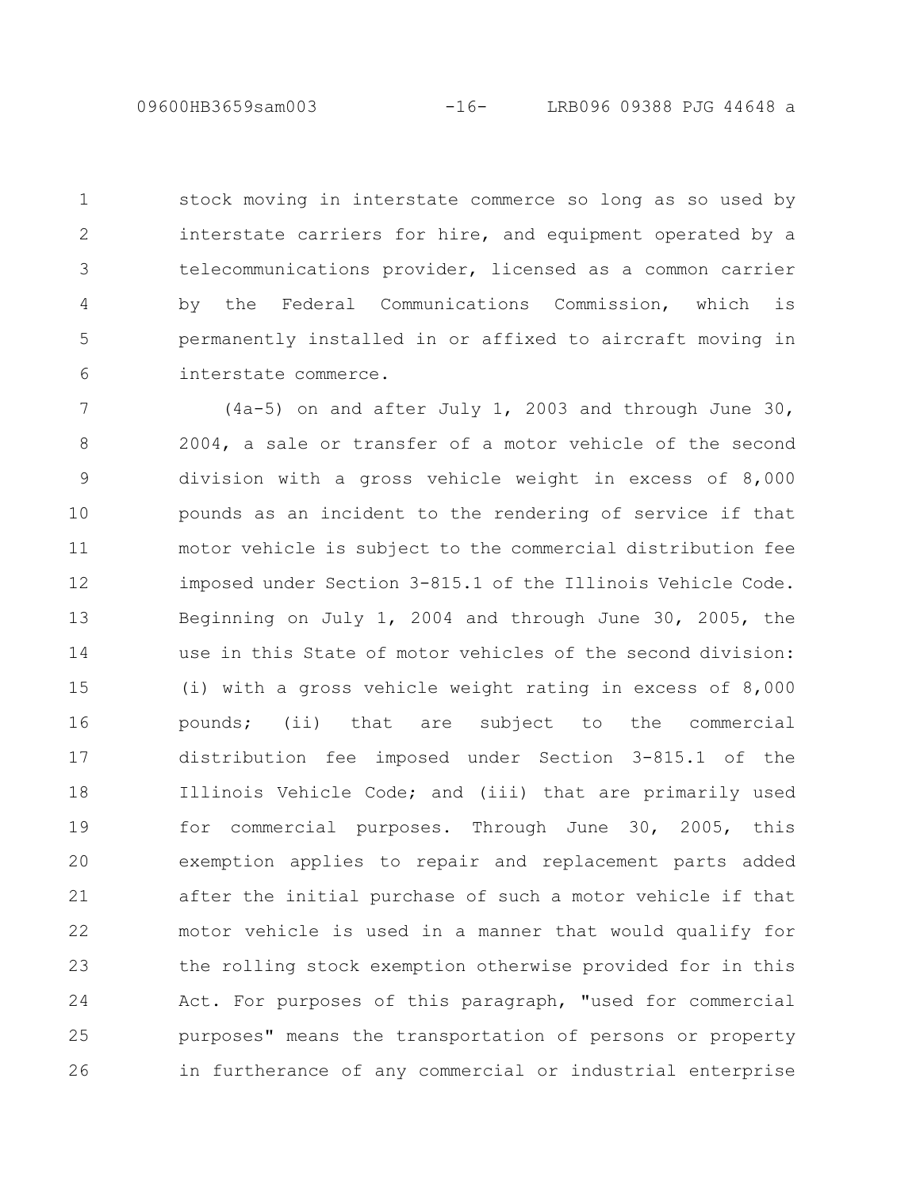stock moving in interstate commerce so long as so used by interstate carriers for hire, and equipment operated by a telecommunications provider, licensed as a common carrier by the Federal Communications Commission, which is permanently installed in or affixed to aircraft moving in interstate commerce.

(4a-5) on and after July 1, 2003 and through June 30, 2004, a sale or transfer of a motor vehicle of the second division with a gross vehicle weight in excess of 8,000 pounds as an incident to the rendering of service if that motor vehicle is subject to the commercial distribution fee imposed under Section 3-815.1 of the Illinois Vehicle Code. Beginning on July 1, 2004 and through June 30, 2005, the use in this State of motor vehicles of the second division: (i) with a gross vehicle weight rating in excess of 8,000 pounds; (ii) that are subject to the commercial distribution fee imposed under Section 3-815.1 of the Illinois Vehicle Code; and (iii) that are primarily used for commercial purposes. Through June 30, 2005, this exemption applies to repair and replacement parts added after the initial purchase of such a motor vehicle if that motor vehicle is used in a manner that would qualify for the rolling stock exemption otherwise provided for in this Act. For purposes of this paragraph, "used for commercial purposes" means the transportation of persons or property in furtherance of any commercial or industrial enterprise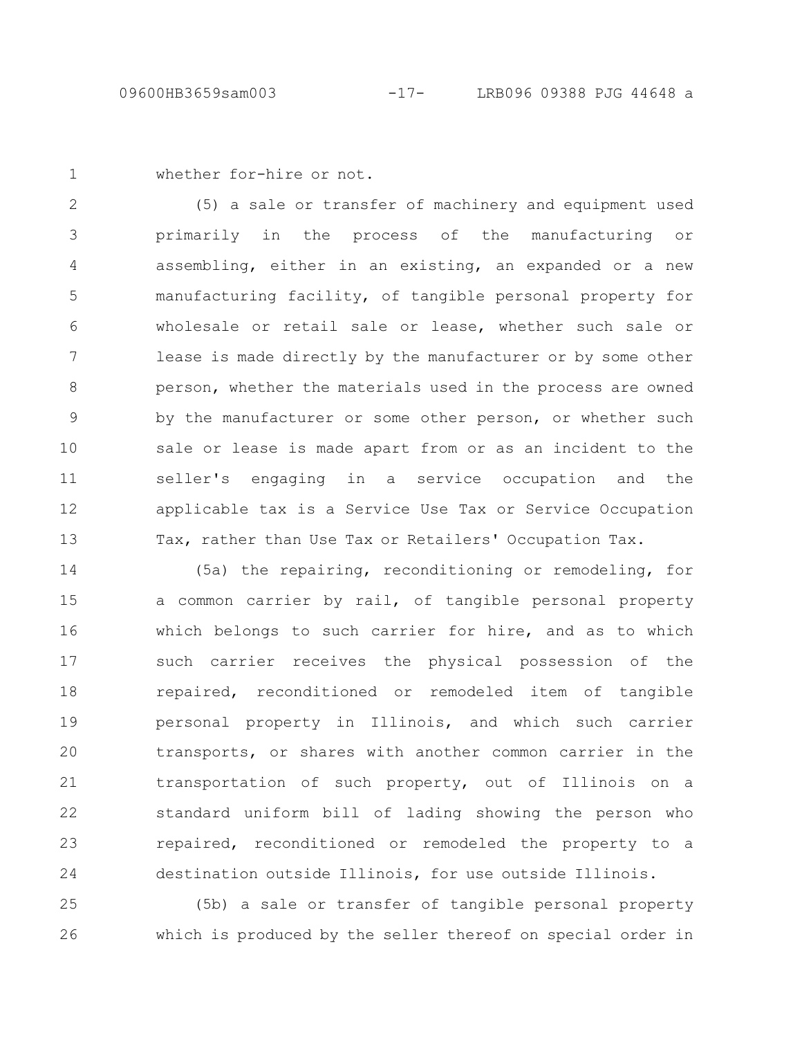whether for-hire or not.

(5) a sale or transfer of machinery and equipment used primarily in the process of the manufacturing or assembling, either in an existing, an expanded or a new manufacturing facility, of tangible personal property for wholesale or retail sale or lease, whether such sale or lease is made directly by the manufacturer or by some other person, whether the materials used in the process are owned by the manufacturer or some other person, or whether such sale or lease is made apart from or as an incident to the seller's engaging in a service occupation and the applicable tax is a Service Use Tax or Service Occupation Tax, rather than Use Tax or Retailers' Occupation Tax.

(5a) the repairing, reconditioning or remodeling, for a common carrier by rail, of tangible personal property which belongs to such carrier for hire, and as to which such carrier receives the physical possession of the repaired, reconditioned or remodeled item of tangible personal property in Illinois, and which such carrier transports, or shares with another common carrier in the transportation of such property, out of Illinois on a standard uniform bill of lading showing the person who repaired, reconditioned or remodeled the property to a destination outside Illinois, for use outside Illinois.

(5b) a sale or transfer of tangible personal property which is produced by the seller thereof on special order in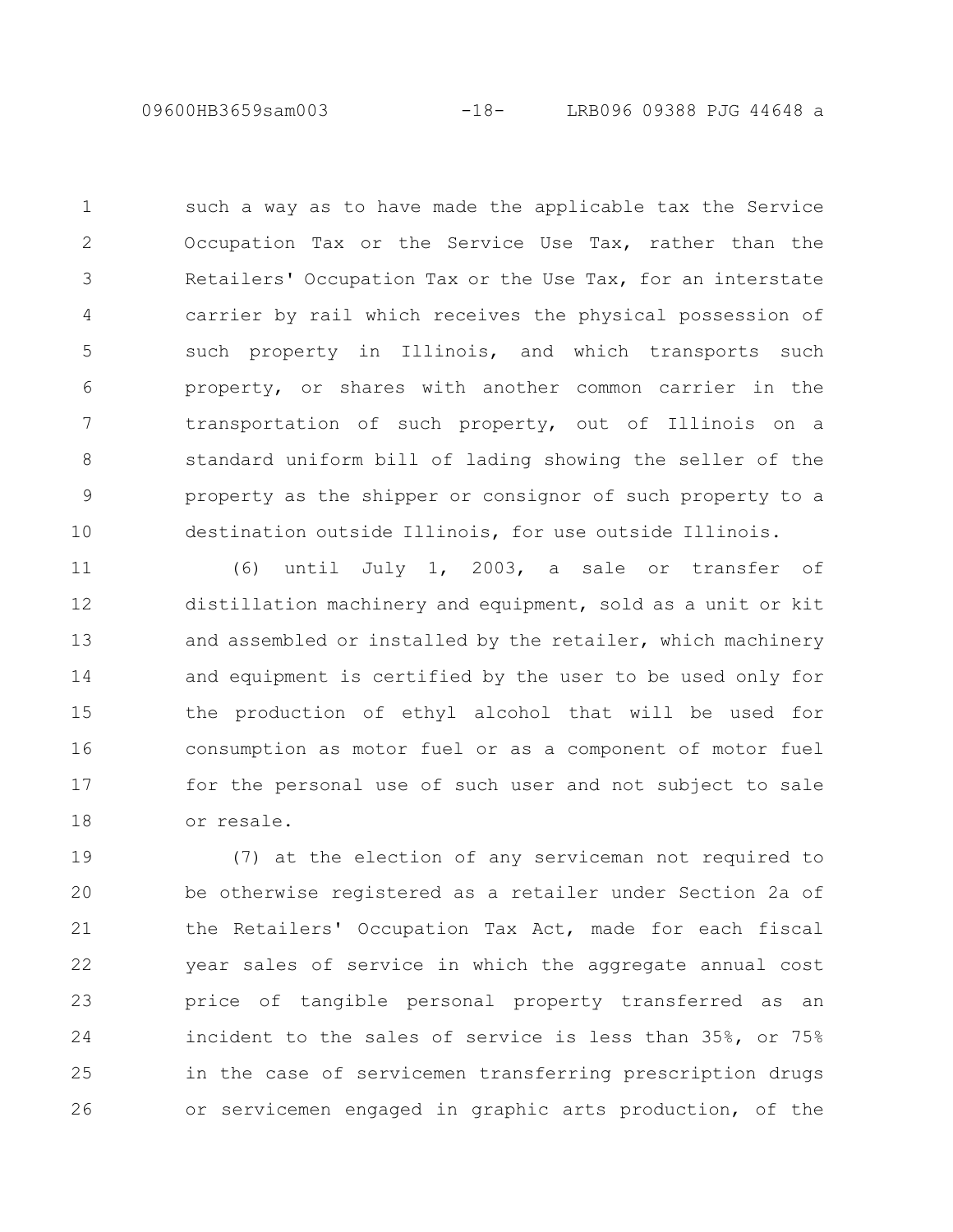such a way as to have made the applicable tax the Service Occupation Tax or the Service Use Tax, rather than the Retailers' Occupation Tax or the Use Tax, for an interstate carrier by rail which receives the physical possession of such property in Illinois, and which transports such property, or shares with another common carrier in the transportation of such property, out of Illinois on a standard uniform bill of lading showing the seller of the property as the shipper or consignor of such property to a destination outside Illinois, for use outside Illinois.

(6) until July 1, 2003, a sale or transfer of distillation machinery and equipment, sold as a unit or kit and assembled or installed by the retailer, which machinery and equipment is certified by the user to be used only for the production of ethyl alcohol that will be used for consumption as motor fuel or as a component of motor fuel for the personal use of such user and not subject to sale or resale.

(7) at the election of any serviceman not required to be otherwise registered as a retailer under Section 2a of the Retailers' Occupation Tax Act, made for each fiscal year sales of service in which the aggregate annual cost price of tangible personal property transferred as an incident to the sales of service is less than 35%, or 75% in the case of servicemen transferring prescription drugs or servicemen engaged in graphic arts production, of the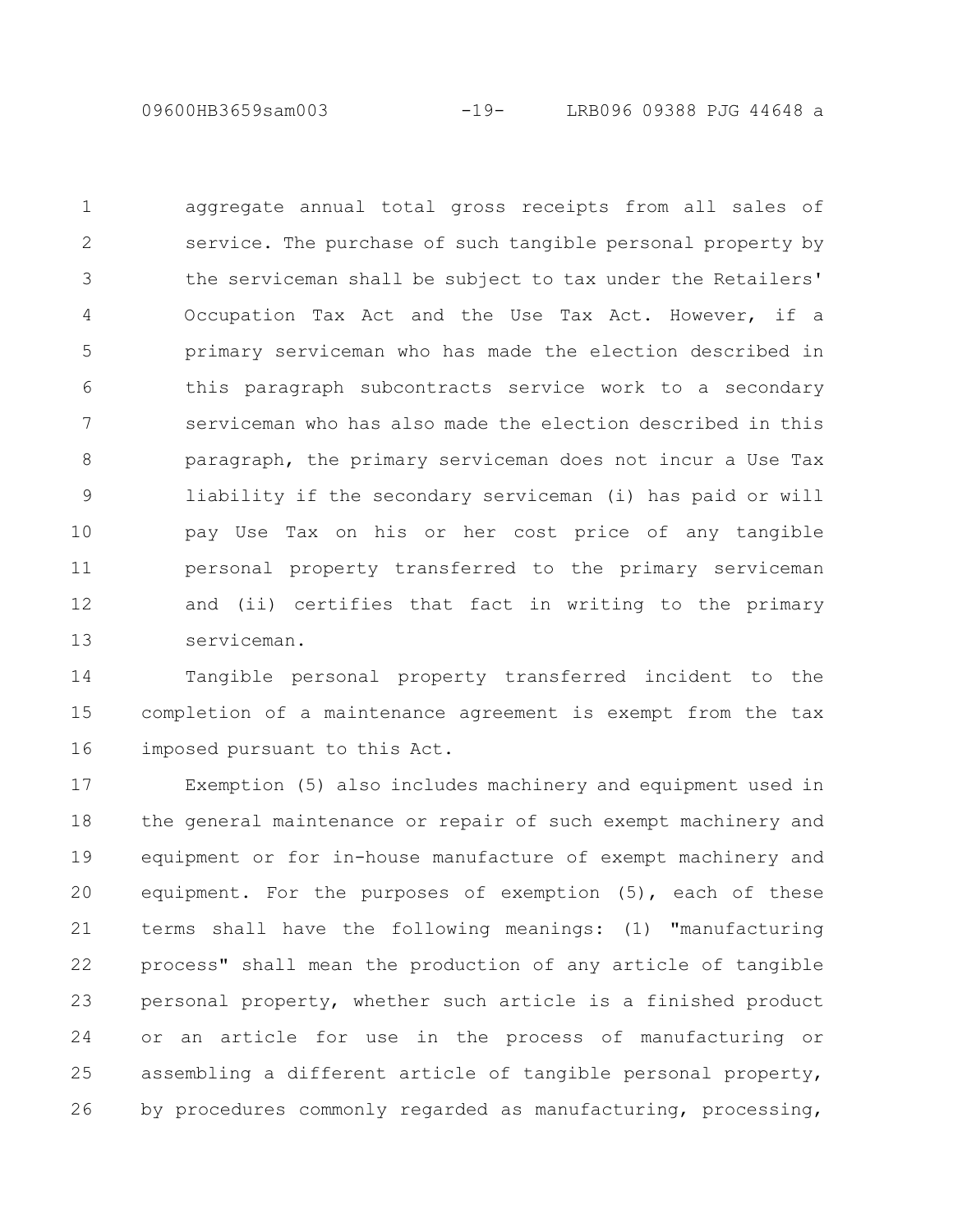aggregate annual total gross receipts from all sales of service. The purchase of such tangible personal property by the serviceman shall be subject to tax under the Retailers' Occupation Tax Act and the Use Tax Act. However, if a primary serviceman who has made the election described in this paragraph subcontracts service work to a secondary serviceman who has also made the election described in this paragraph, the primary serviceman does not incur a Use Tax liability if the secondary serviceman (i) has paid or will pay Use Tax on his or her cost price of any tangible personal property transferred to the primary serviceman and (ii) certifies that fact in writing to the primary serviceman.

Tangible personal property transferred incident to the completion of a maintenance agreement is exempt from the tax imposed pursuant to this Act.

Exemption (5) also includes machinery and equipment used in the general maintenance or repair of such exempt machinery and equipment or for in-house manufacture of exempt machinery and equipment. For the purposes of exemption (5), each of these terms shall have the following meanings: (1) "manufacturing process" shall mean the production of any article of tangible personal property, whether such article is a finished product or an article for use in the process of manufacturing or assembling a different article of tangible personal property, by procedures commonly regarded as manufacturing, processing,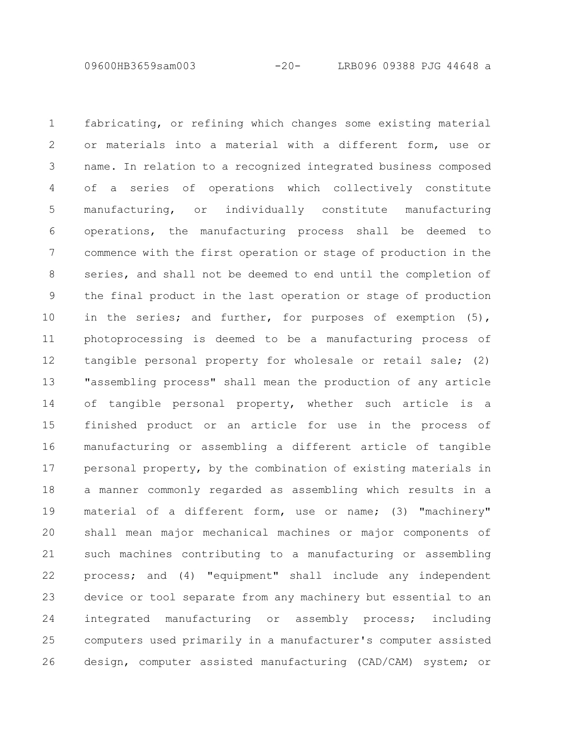fabricating, or refining which changes some existing material or materials into a material with a different form, use or name. In relation to a recognized integrated business composed of a series of operations which collectively constitute manufacturing, or individually constitute manufacturing operations, the manufacturing process shall be deemed to commence with the first operation or stage of production in the series, and shall not be deemed to end until the completion of the final product in the last operation or stage of production in the series; and further, for purposes of exemption (5), photoprocessing is deemed to be a manufacturing process of tangible personal property for wholesale or retail sale; (2) "assembling process" shall mean the production of any article of tangible personal property, whether such article is a finished product or an article for use in the process of manufacturing or assembling a different article of tangible personal property, by the combination of existing materials in a manner commonly regarded as assembling which results in a material of a different form, use or name; (3) "machinery" shall mean major mechanical machines or major components of such machines contributing to a manufacturing or assembling process; and (4) "equipment" shall include any independent device or tool separate from any machinery but essential to an integrated manufacturing or assembly process; including computers used primarily in a manufacturer's computer assisted design, computer assisted manufacturing (CAD/CAM) system; or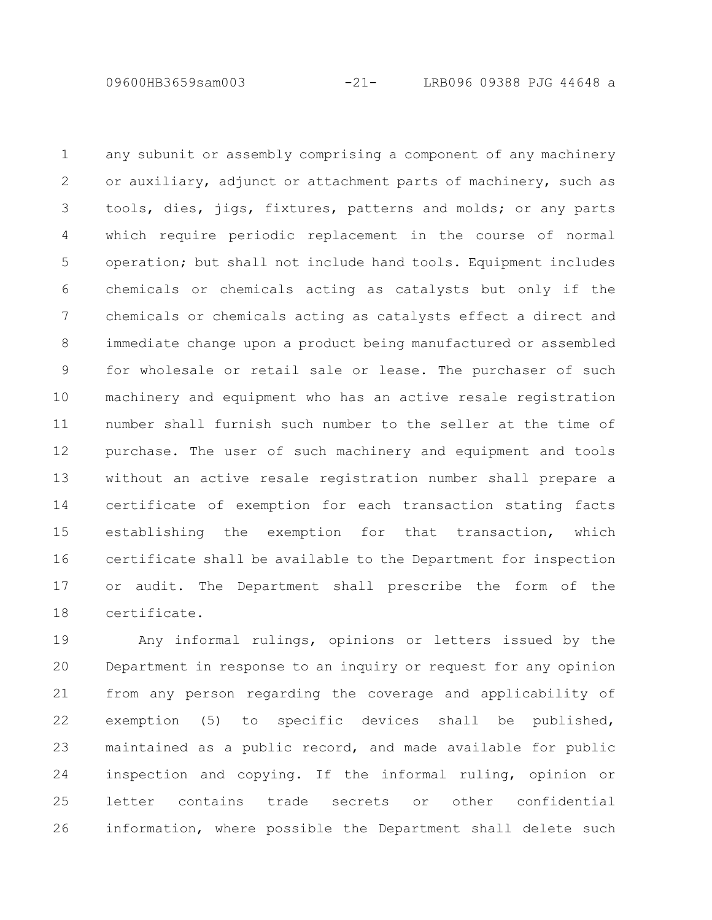any subunit or assembly comprising a component of any machinery or auxiliary, adjunct or attachment parts of machinery, such as tools, dies, jigs, fixtures, patterns and molds; or any parts which require periodic replacement in the course of normal operation; but shall not include hand tools. Equipment includes chemicals or chemicals acting as catalysts but only if the chemicals or chemicals acting as catalysts effect a direct and immediate change upon a product being manufactured or assembled for wholesale or retail sale or lease. The purchaser of such machinery and equipment who has an active resale registration number shall furnish such number to the seller at the time of purchase. The user of such machinery and equipment and tools without an active resale registration number shall prepare a certificate of exemption for each transaction stating facts establishing the exemption for that transaction, which certificate shall be available to the Department for inspection or audit. The Department shall prescribe the form of the certificate.

Any informal rulings, opinions or letters issued by the Department in response to an inquiry or request for any opinion from any person regarding the coverage and applicability of exemption (5) to specific devices shall be published, maintained as a public record, and made available for public inspection and copying. If the informal ruling, opinion or letter contains trade secrets or other confidential information, where possible the Department shall delete such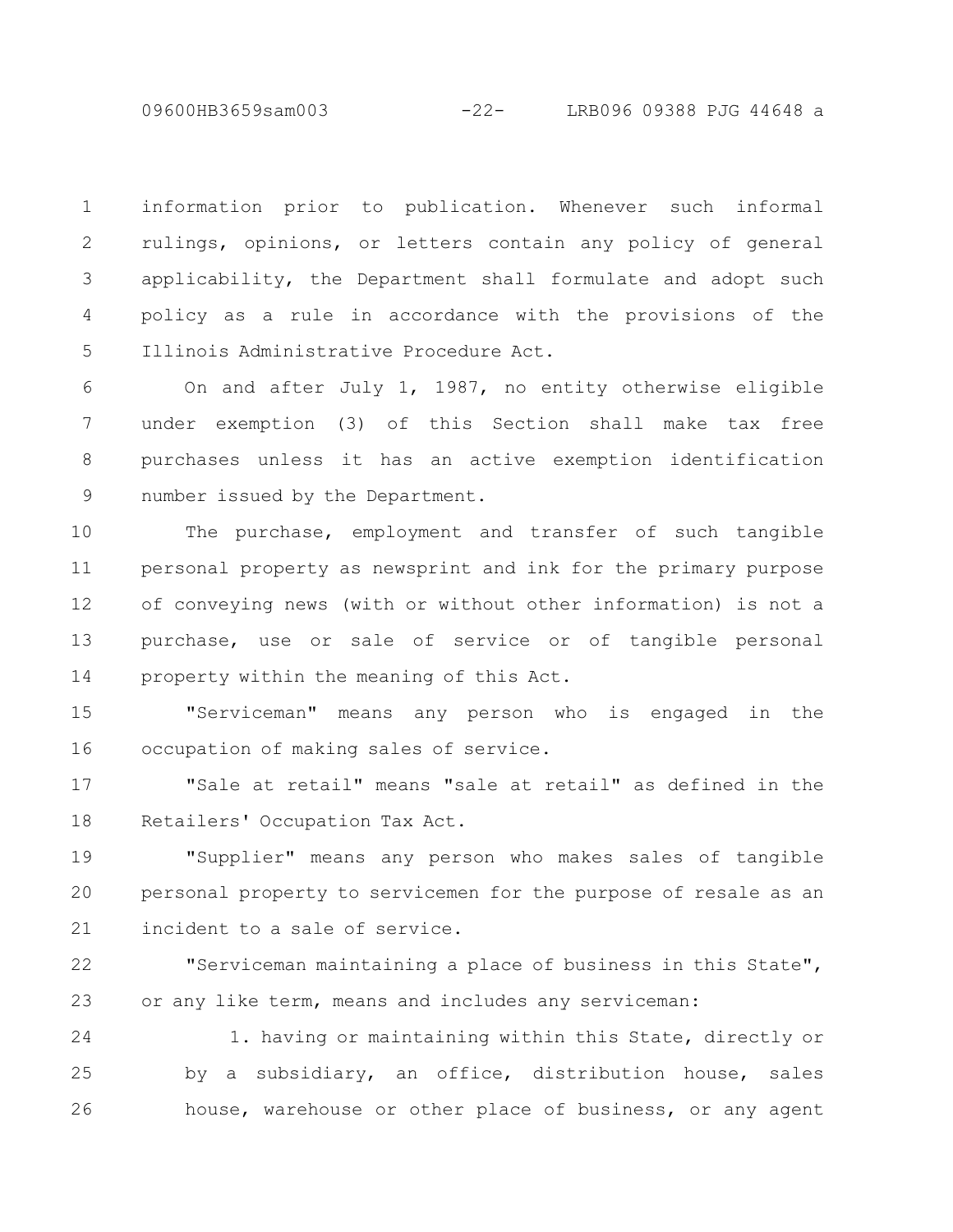information prior to publication. Whenever such informal rulings, opinions, or letters contain any policy of general applicability, the Department shall formulate and adopt such policy as a rule in accordance with the provisions of the Illinois Administrative Procedure Act.

On and after July 1, 1987, no entity otherwise eligible under exemption (3) of this Section shall make tax free purchases unless it has an active exemption identification number issued by the Department.

The purchase, employment and transfer of such tangible personal property as newsprint and ink for the primary purpose of conveying news (with or without other information) is not a purchase, use or sale of service or of tangible personal property within the meaning of this Act.

"Serviceman" means any person who is engaged in the occupation of making sales of service.

"Sale at retail" means "sale at retail" as defined in the Retailers' Occupation Tax Act.

"Supplier" means any person who makes sales of tangible personal property to servicemen for the purpose of resale as an incident to a sale of service.

"Serviceman maintaining a place of business in this State", or any like term, means and includes any serviceman:

1. having or maintaining within this State, directly or by a subsidiary, an office, distribution house, sales house, warehouse or other place of business, or any agent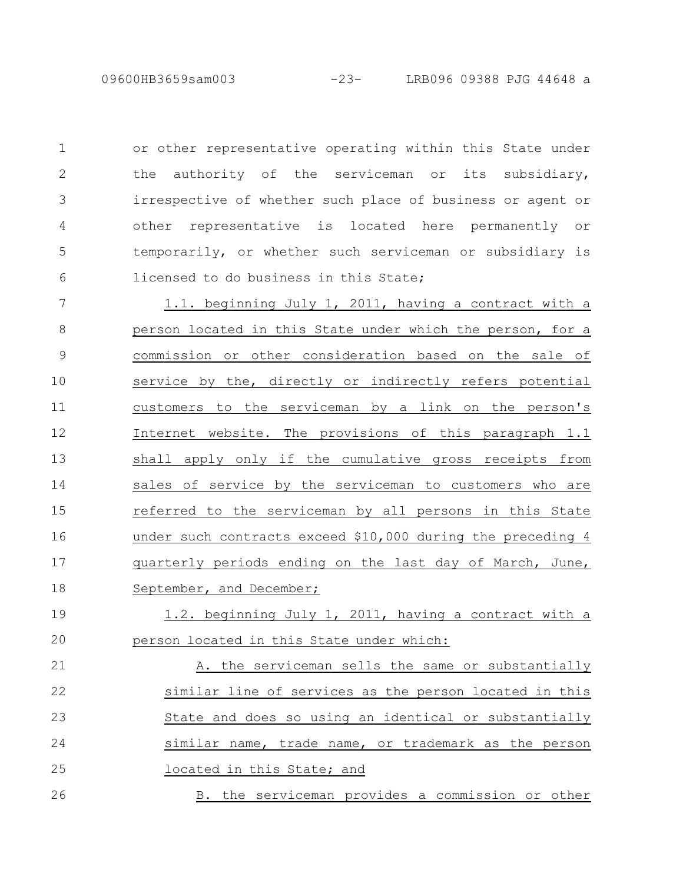or other representative operating within this State under the authority of the serviceman or its subsidiary, irrespective of whether such place of business or agent or other representative is located here permanently or temporarily, or whether such serviceman or subsidiary is licensed to do business in this State;

1.1. beginning July 1, 2011, having a contract with a person located in this State under which the person, for a commission or other consideration based on the sale of service by the, directly or indirectly refers potential customers to the serviceman by a link on the person's Internet website. The provisions of this paragraph 1.1 shall apply only if the cumulative gross receipts from sales of service by the serviceman to customers who are referred to the serviceman by all persons in this State under such contracts exceed $10,000 during the preceding 4 quarterly periods ending on the last day of March, June, September, and December;

1.2. beginning July 1, 2011, having a contract with a person located in this State under which:

A. the serviceman sells the same or substantially similar line of services as the person located in this State and does so using an identical or substantially similar name, trade name, or trademark as the person located in this State; and

B. the serviceman provides a commission or other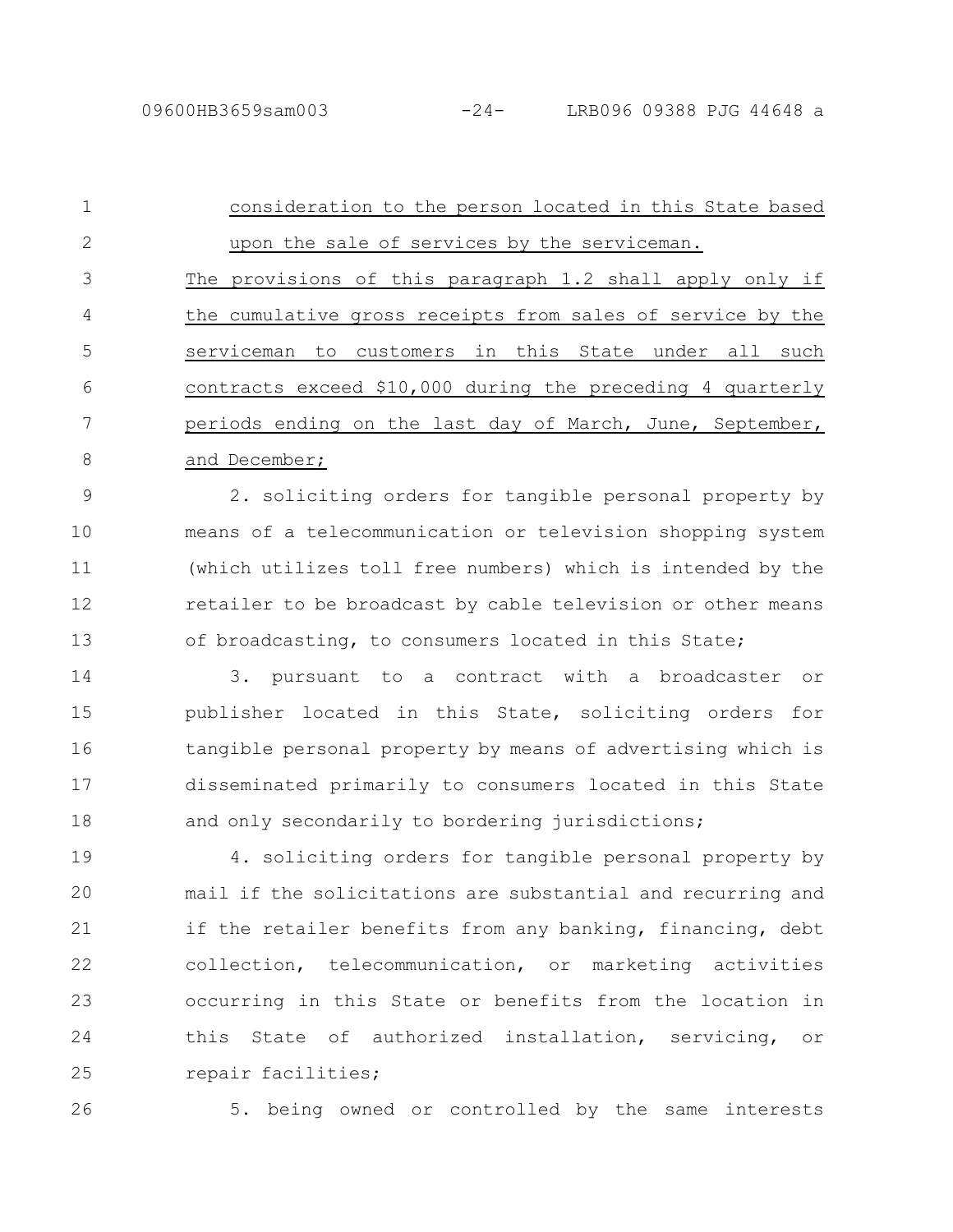consideration to the person located in this State based upon the sale of services by the serviceman.

The provisions of this paragraph 1.2 shall apply only if the cumulative gross receipts from sales of service by the serviceman to customers in this State under all such contracts exceed $10,000 during the preceding 4 quarterly periods ending on the last day of March, June, September, and December;

2. soliciting orders for tangible personal property by means of a telecommunication or television shopping system (which utilizes toll free numbers) which is intended by the retailer to be broadcast by cable television or other means of broadcasting, to consumers located in this State;

3. pursuant to a contract with a broadcaster or publisher located in this State, soliciting orders for tangible personal property by means of advertising which is disseminated primarily to consumers located in this State and only secondarily to bordering jurisdictions;

4. soliciting orders for tangible personal property by mail if the solicitations are substantial and recurring and if the retailer benefits from any banking, financing, debt collection, telecommunication, or marketing activities occurring in this State or benefits from the location in this State of authorized installation, servicing, or repair facilities;

5. being owned or controlled by the same interests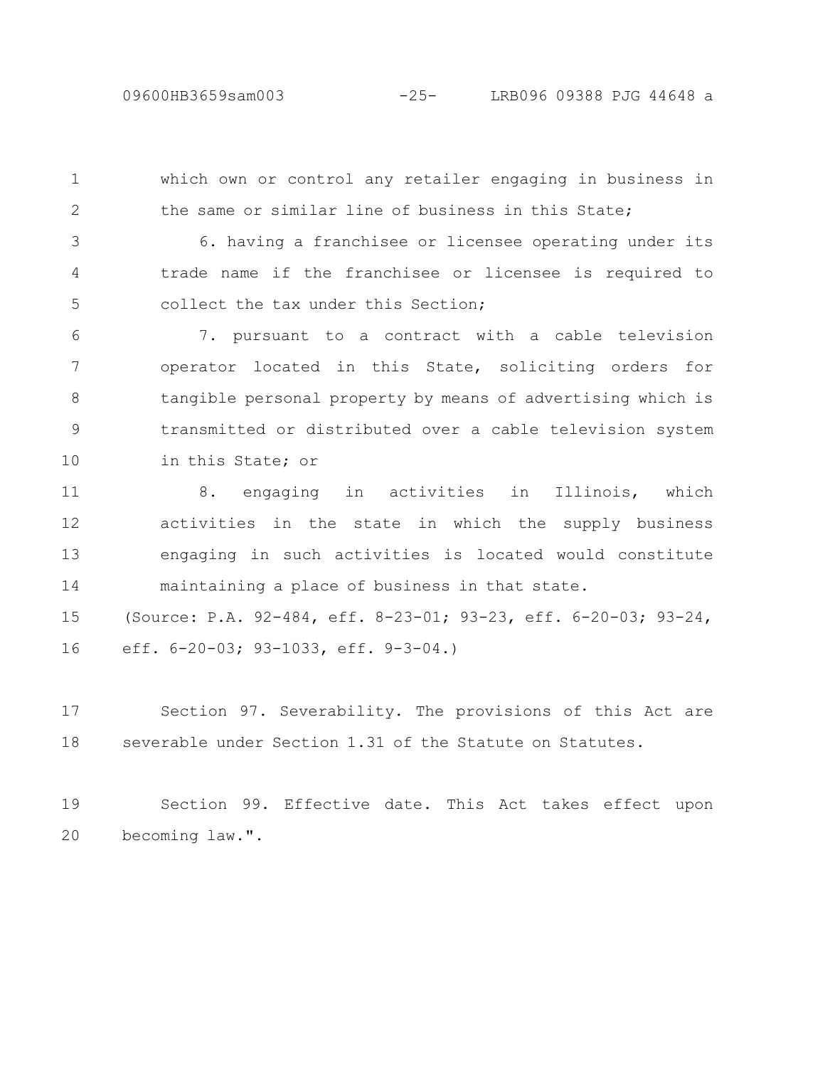which own or control any retailer engaging in business in the same or similar line of business in this State;

6. having a franchisee or licensee operating under its trade name if the franchisee or licensee is required to collect the tax under this Section;

7. pursuant to a contract with a cable television operator located in this State, soliciting orders for tangible personal property by means of advertising which is transmitted or distributed over a cable television system in this State; or

8. engaging in activities in Illinois, which activities in the state in which the supply business engaging in such activities is located would constitute maintaining a place of business in that state.

(Source: P.A. 92-484, eff. 8-23-01; 93-23, eff. 6-20-03; 93-24, eff. 6-20-03; 93-1033, eff. 9-3-04.)

Section 97. Severability. The provisions of this Act are severable under Section 1.31 of the Statute on Statutes.

Section 99. Effective date. This Act takes effect upon becoming law.".